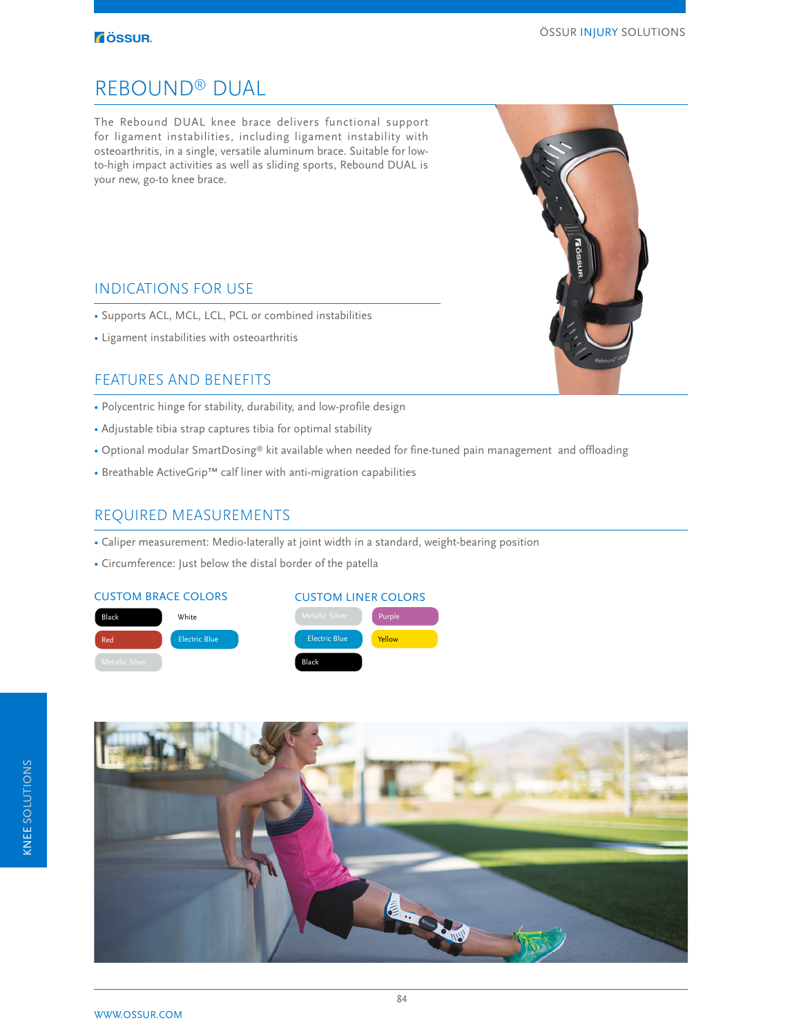# REBOUND® DUAL

The Rebound DUAL knee brace delivers functional support for ligament instabilities, including ligament instability with osteoarthritis, in a single, versatile aluminum brace. Suitable for low-to-high impact activities as well as sliding sports, Rebound DUAL is your new, go-to knee brace.

## INDICATIONS FOR USE

- Supports ACL, MCL, LCL, PCL or combined instabilities
- Ligament instabilities with osteoarthritis

## FEATURES AND BENEFITS

- Polycentric hinge for stability, durability, and low-profile design
- Adjustable tibia strap captures tibia for optimal stability
- Optional modular SmartDosing® kit available when needed for fine-tuned pain management and offloading
- Breathable ActiveGrip™ calf liner with anti-migration capabilities

## REQUIRED MEASUREMENTS

- Caliper measurement: Medio-laterally at joint width in a standard, weight-bearing position
- Circumference: Just below the distal border of the patella

### CUSTOM BRACE COLORS

Black, White, Red, Electric Blue, Metallic Silver

### CUSTOM LINER COLORS

Metallic Silver, Purple, Electric Blue, Yellow, Black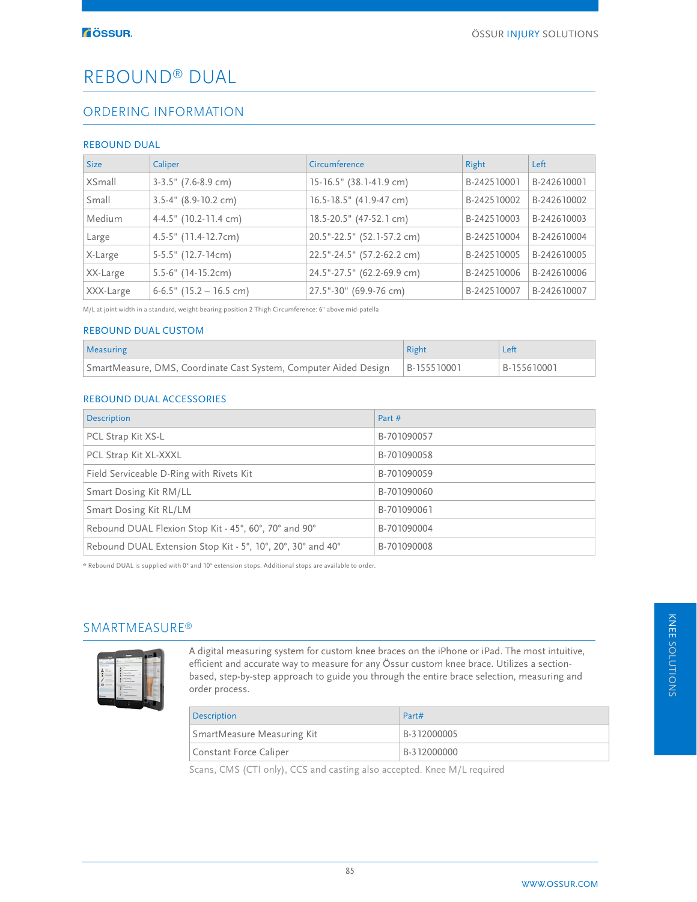# REBOUND® DUAL

## ORDERING INFORMATION

### REBOUND DUAL

| Size | Caliper | Circumference | Right | Left |
|---|---|---|---|---|
| XSmall | 3-3.5" (7.6-8.9 cm) | 15-16.5" (38.1-41.9 cm) | B-242510001 | B-242610001 |
| Small | 3.5-4" (8.9-10.2 cm) | 16.5-18.5" (41.9-47 cm) | B-242510002 | B-242610002 |
| Medium | 4-4.5" (10.2-11.4 cm) | 18.5-20.5" (47-52.1 cm) | B-242510003 | B-242610003 |
| Large | 4.5-5" (11.4-12.7cm) | 20.5"-22.5" (52.1-57.2 cm) | B-242510004 | B-242610004 |
| X-Large | 5-5.5" (12.7-14cm) | 22.5"-24.5" (57.2-62.2 cm) | B-242510005 | B-242610005 |
| XX-Large | 5.5-6" (14-15.2cm) | 24.5"-27.5" (62.2-69.9 cm) | B-242510006 | B-242610006 |
| XXX-Large | 6-6.5" (15.2 – 16.5 cm) | 27.5"-30" (69.9-76 cm) | B-242510007 | B-242610007 |

M/L at joint width in a standard, weight-bearing position 2 Thigh Circumference: 6" above mid-patella

### REBOUND DUAL CUSTOM

| Measuring | Right | Left |
|---|---|---|
| SmartMeasure, DMS, Coordinate Cast System, Computer Aided Design | B-155510001 | B-155610001 |

### REBOUND DUAL ACCESSORIES

| Description | Part # |
|---|---|
| PCL Strap Kit XS-L | B-701090057 |
| PCL Strap Kit XL-XXXL | B-701090058 |
| Field Serviceable D-Ring with Rivets Kit | B-701090059 |
| Smart Dosing Kit RM/LL | B-701090060 |
| Smart Dosing Kit RL/LM | B-701090061 |
| Rebound DUAL Flexion Stop Kit - 45°, 60°, 70° and 90° | B-701090004 |
| Rebound DUAL Extension Stop Kit - 5°, 10°, 20°, 30° and 40° | B-701090008 |

* Rebound DUAL is supplied with 0° and 10° extension stops. Additional stops are available to order.

## SMARTMEASURE®

A digital measuring system for custom knee braces on the iPhone or iPad. The most intuitive, efficient and accurate way to measure for any Össur custom knee brace. Utilizes a section-based, step-by-step approach to guide you through the entire brace selection, measuring and order process.

| Description | Part# |
|---|---|
| SmartMeasure Measuring Kit | B-312000005 |
| Constant Force Caliper | B-312000000 |

Scans, CMS (CTI only), CCS and casting also accepted. Knee M/L required